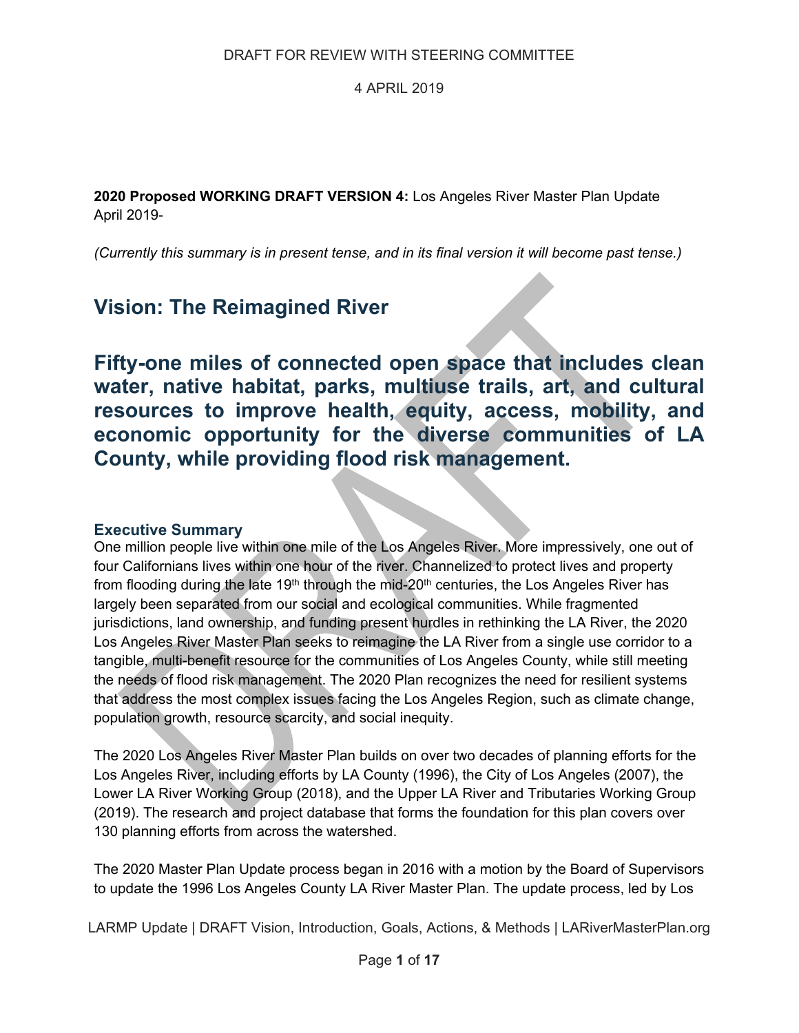DRAFT FOR REVIEW WITH STEERING COMMITTEE

4 APRIL 2019

**2020 Proposed WORKING DRAFT VERSION 4:** Los Angeles River Master Plan Update
April 2019-

*(Currently this summary is in present tense, and in its final version it will become past tense.)*

# Vision: The Reimagined River

## Fifty-one miles of connected open space that includes clean water, native habitat, parks, multiuse trails, art, and cultural resources to improve health, equity, access, mobility, and economic opportunity for the diverse communities of LA County, while providing flood risk management.

### Executive Summary

One million people live within one mile of the Los Angeles River. More impressively, one out of four Californians lives within one hour of the river. Channelized to protect lives and property from flooding during the late 19th through the mid-20th centuries, the Los Angeles River has largely been separated from our social and ecological communities. While fragmented jurisdictions, land ownership, and funding present hurdles in rethinking the LA River, the 2020 Los Angeles River Master Plan seeks to reimagine the LA River from a single use corridor to a tangible, multi-benefit resource for the communities of Los Angeles County, while still meeting the needs of flood risk management. The 2020 Plan recognizes the need for resilient systems that address the most complex issues facing the Los Angeles Region, such as climate change, population growth, resource scarcity, and social inequity.

The 2020 Los Angeles River Master Plan builds on over two decades of planning efforts for the Los Angeles River, including efforts by LA County (1996), the City of Los Angeles (2007), the Lower LA River Working Group (2018), and the Upper LA River and Tributaries Working Group (2019). The research and project database that forms the foundation for this plan covers over 130 planning efforts from across the watershed.

The 2020 Master Plan Update process began in 2016 with a motion by the Board of Supervisors to update the 1996 Los Angeles County LA River Master Plan. The update process, led by Los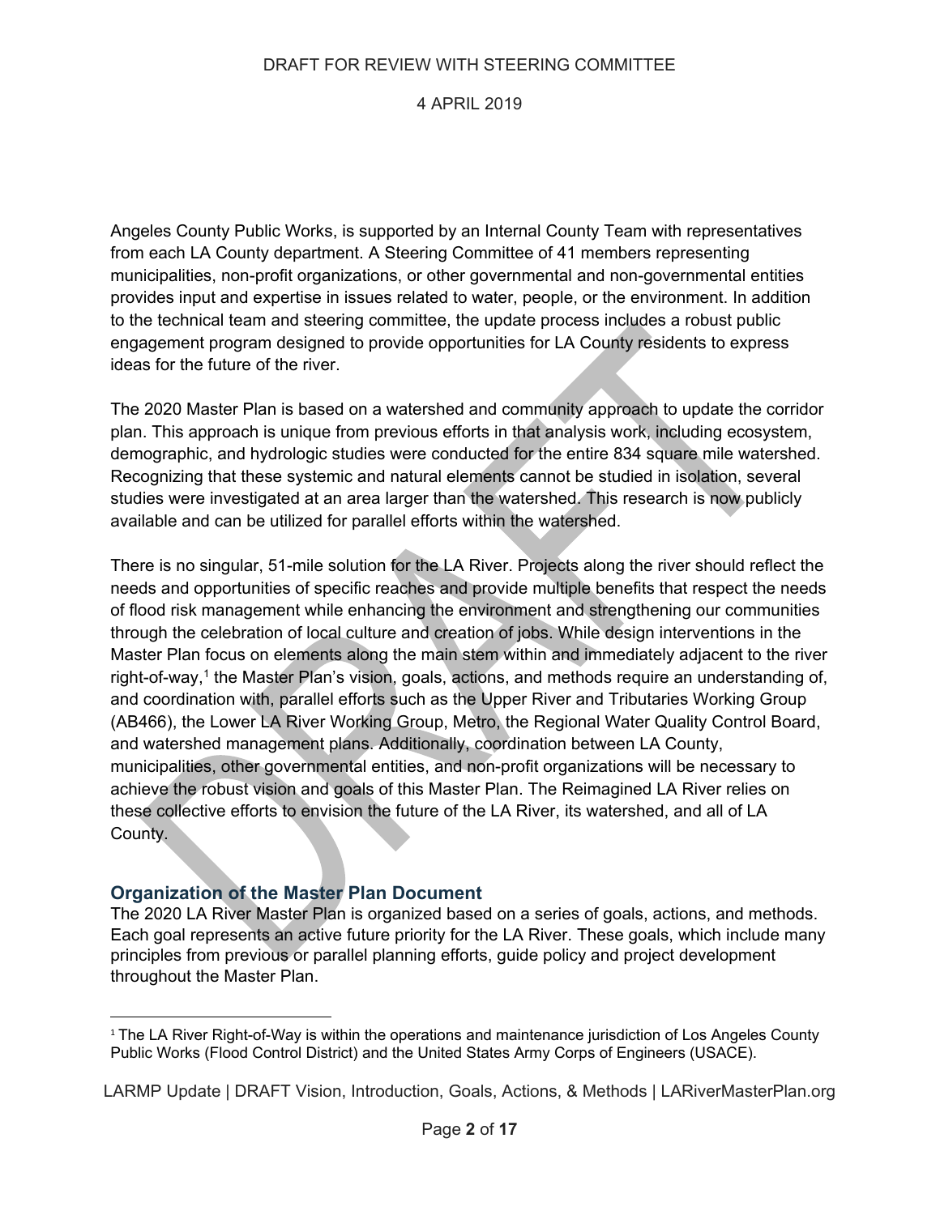Angeles County Public Works, is supported by an Internal County Team with representatives from each LA County department. A Steering Committee of 41 members representing municipalities, non-profit organizations, or other governmental and non-governmental entities provides input and expertise in issues related to water, people, or the environment. In addition to the technical team and steering committee, the update process includes a robust public engagement program designed to provide opportunities for LA County residents to express ideas for the future of the river.

The 2020 Master Plan is based on a watershed and community approach to update the corridor plan. This approach is unique from previous efforts in that analysis work, including ecosystem, demographic, and hydrologic studies were conducted for the entire 834 square mile watershed. Recognizing that these systemic and natural elements cannot be studied in isolation, several studies were investigated at an area larger than the watershed. This research is now publicly available and can be utilized for parallel efforts within the watershed.

There is no singular, 51-mile solution for the LA River. Projects along the river should reflect the needs and opportunities of specific reaches and provide multiple benefits that respect the needs of flood risk management while enhancing the environment and strengthening our communities through the celebration of local culture and creation of jobs. While design interventions in the Master Plan focus on elements along the main stem within and immediately adjacent to the river right-of-way,[1] the Master Plan's vision, goals, actions, and methods require an understanding of, and coordination with, parallel efforts such as the Upper River and Tributaries Working Group (AB466), the Lower LA River Working Group, Metro, the Regional Water Quality Control Board, and watershed management plans. Additionally, coordination between LA County, municipalities, other governmental entities, and non-profit organizations will be necessary to achieve the robust vision and goals of this Master Plan. The Reimagined LA River relies on these collective efforts to envision the future of the LA River, its watershed, and all of LA County.

## Organization of the Master Plan Document

The 2020 LA River Master Plan is organized based on a series of goals, actions, and methods. Each goal represents an active future priority for the LA River. These goals, which include many principles from previous or parallel planning efforts, guide policy and project development throughout the Master Plan.

[1] The LA River Right-of-Way is within the operations and maintenance jurisdiction of Los Angeles County Public Works (Flood Control District) and the United States Army Corps of Engineers (USACE).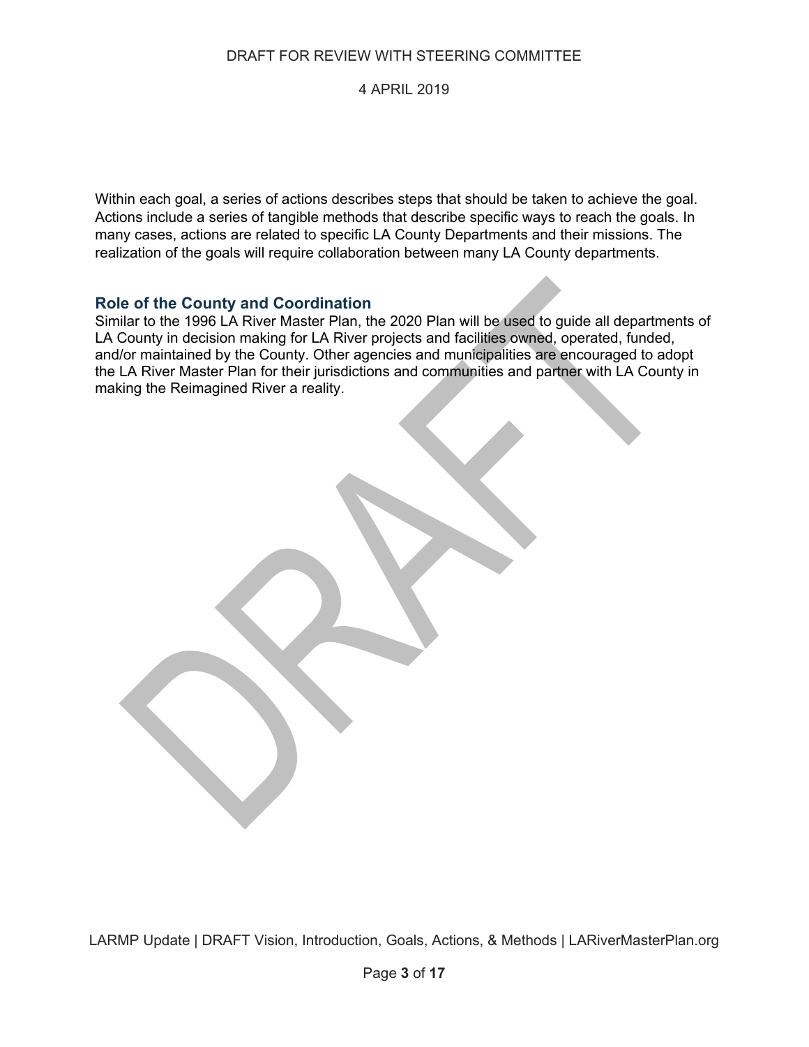Within each goal, a series of actions describes steps that should be taken to achieve the goal. Actions include a series of tangible methods that describe specific ways to reach the goals. In many cases, actions are related to specific LA County Departments and their missions. The realization of the goals will require collaboration between many LA County departments.

## Role of the County and Coordination

Similar to the 1996 LA River Master Plan, the 2020 Plan will be used to guide all departments of LA County in decision making for LA River projects and facilities owned, operated, funded, and/or maintained by the County. Other agencies and municipalities are encouraged to adopt the LA River Master Plan for their jurisdictions and communities and partner with LA County in making the Reimagined River a reality.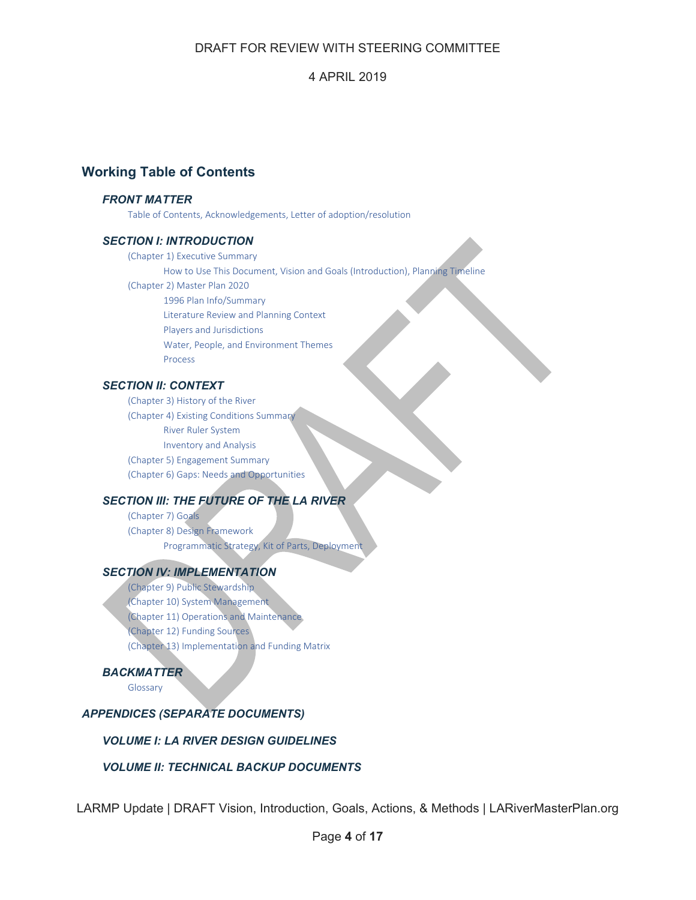DRAFT FOR REVIEW WITH STEERING COMMITTEE

4 APRIL 2019

## Working Table of Contents

### *FRONT MATTER*

Table of Contents, Acknowledgements, Letter of adoption/resolution

### *SECTION I: INTRODUCTION*

- (Chapter 1) Executive Summary
  - How to Use This Document, Vision and Goals (Introduction), Planning Timeline
- (Chapter 2) Master Plan 2020
  - 1996 Plan Info/Summary
  - Literature Review and Planning Context
  - Players and Jurisdictions
  - Water, People, and Environment Themes
  - Process

### *SECTION II: CONTEXT*

- (Chapter 3) History of the River
- (Chapter 4) Existing Conditions Summary
  - River Ruler System
  - Inventory and Analysis
- (Chapter 5) Engagement Summary
- (Chapter 6) Gaps: Needs and Opportunities

### *SECTION III: THE FUTURE OF THE LA RIVER*

- (Chapter 7) Goals
- (Chapter 8) Design Framework
  - Programmatic Strategy, Kit of Parts, Deployment

### *SECTION IV: IMPLEMENTATION*

- (Chapter 9) Public Stewardship
- (Chapter 10) System Management
- (Chapter 11) Operations and Maintenance
- (Chapter 12) Funding Sources
- (Chapter 13) Implementation and Funding Matrix

### *BACKMATTER*

Glossary

### *APPENDICES (SEPARATE DOCUMENTS)*

#### *VOLUME I: LA RIVER DESIGN GUIDELINES*

#### *VOLUME II: TECHNICAL BACKUP DOCUMENTS*

LARMP Update | DRAFT Vision, Introduction, Goals, Actions, & Methods | LARiverMasterPlan.org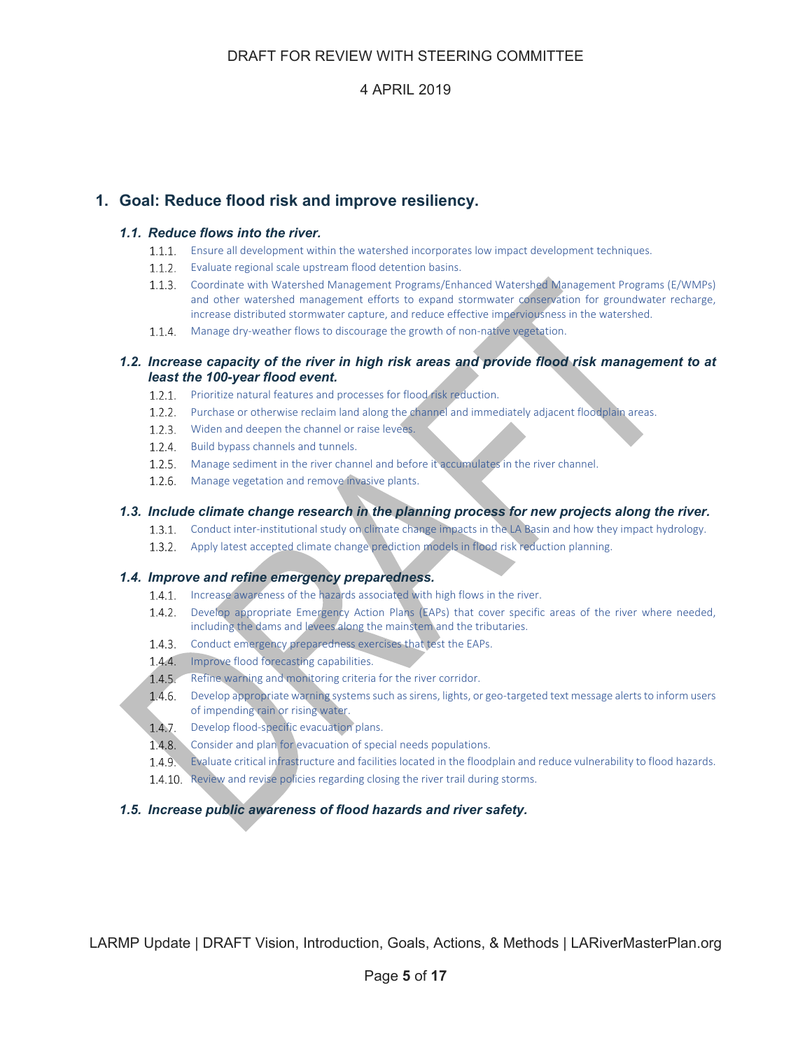## 1. Goal: Reduce flood risk and improve resiliency.

### *1.1. Reduce flows into the river.*

- 1.1.1. Ensure all development within the watershed incorporates low impact development techniques.
- 1.1.2. Evaluate regional scale upstream flood detention basins.
- 1.1.3. Coordinate with Watershed Management Programs/Enhanced Watershed Management Programs (E/WMPs) and other watershed management efforts to expand stormwater conservation for groundwater recharge, increase distributed stormwater capture, and reduce effective imperviousness in the watershed.
- 1.1.4. Manage dry-weather flows to discourage the growth of non-native vegetation.

### *1.2. Increase capacity of the river in high risk areas and provide flood risk management to at least the 100-year flood event.*

- 1.2.1. Prioritize natural features and processes for flood risk reduction.
- 1.2.2. Purchase or otherwise reclaim land along the channel and immediately adjacent floodplain areas.
- 1.2.3. Widen and deepen the channel or raise levees.
- 1.2.4. Build bypass channels and tunnels.
- 1.2.5. Manage sediment in the river channel and before it accumulates in the river channel.
- 1.2.6. Manage vegetation and remove invasive plants.

### *1.3. Include climate change research in the planning process for new projects along the river.*

- 1.3.1. Conduct inter-institutional study on climate change impacts in the LA Basin and how they impact hydrology.
- 1.3.2. Apply latest accepted climate change prediction models in flood risk reduction planning.

### *1.4. Improve and refine emergency preparedness.*

- 1.4.1. Increase awareness of the hazards associated with high flows in the river.
- 1.4.2. Develop appropriate Emergency Action Plans (EAPs) that cover specific areas of the river where needed, including the dams and levees along the mainstem and the tributaries.
- 1.4.3. Conduct emergency preparedness exercises that test the EAPs.
- 1.4.4. Improve flood forecasting capabilities.
- 1.4.5. Refine warning and monitoring criteria for the river corridor.
- 1.4.6. Develop appropriate warning systems such as sirens, lights, or geo-targeted text message alerts to inform users of impending rain or rising water.
- 1.4.7. Develop flood-specific evacuation plans.
- 1.4.8. Consider and plan for evacuation of special needs populations.
- 1.4.9. Evaluate critical infrastructure and facilities located in the floodplain and reduce vulnerability to flood hazards.
- 1.4.10. Review and revise policies regarding closing the river trail during storms.

### *1.5. Increase public awareness of flood hazards and river safety.*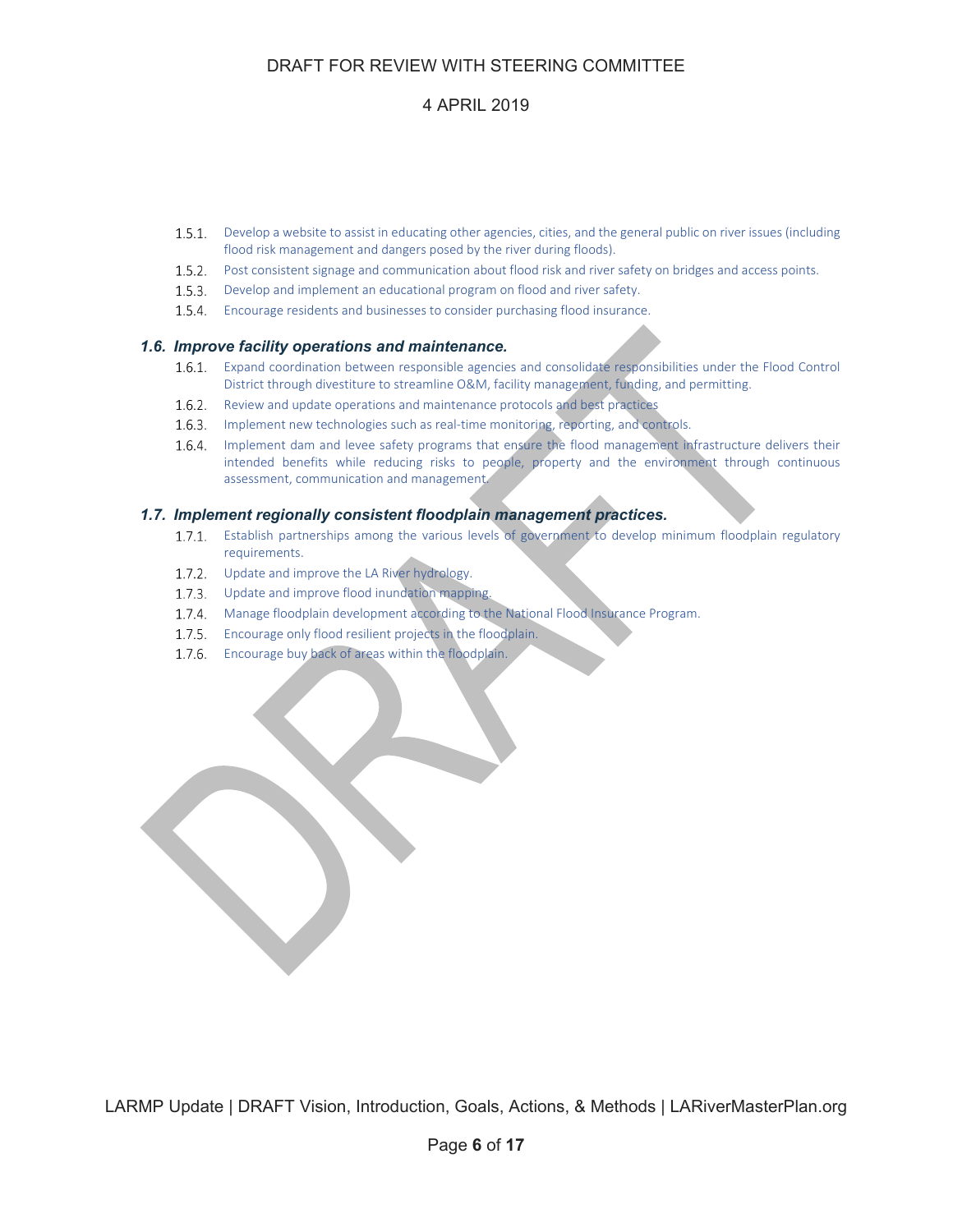1.5.1. Develop a website to assist in educating other agencies, cities, and the general public on river issues (including flood risk management and dangers posed by the river during floods).

1.5.2. Post consistent signage and communication about flood risk and river safety on bridges and access points.

1.5.3. Develop and implement an educational program on flood and river safety.

1.5.4. Encourage residents and businesses to consider purchasing flood insurance.

### *1.6. Improve facility operations and maintenance.*

1.6.1. Expand coordination between responsible agencies and consolidate responsibilities under the Flood Control District through divestiture to streamline O&M, facility management, funding, and permitting.

1.6.2. Review and update operations and maintenance protocols and best practices

1.6.3. Implement new technologies such as real-time monitoring, reporting, and controls.

1.6.4. Implement dam and levee safety programs that ensure the flood management infrastructure delivers their intended benefits while reducing risks to people, property and the environment through continuous assessment, communication and management.

### *1.7. Implement regionally consistent floodplain management practices.*

1.7.1. Establish partnerships among the various levels of government to develop minimum floodplain regulatory requirements.

1.7.2. Update and improve the LA River hydrology.

1.7.3. Update and improve flood inundation mapping.

1.7.4. Manage floodplain development according to the National Flood Insurance Program.

1.7.5. Encourage only flood resilient projects in the floodplain.

1.7.6. Encourage buy back of areas within the floodplain.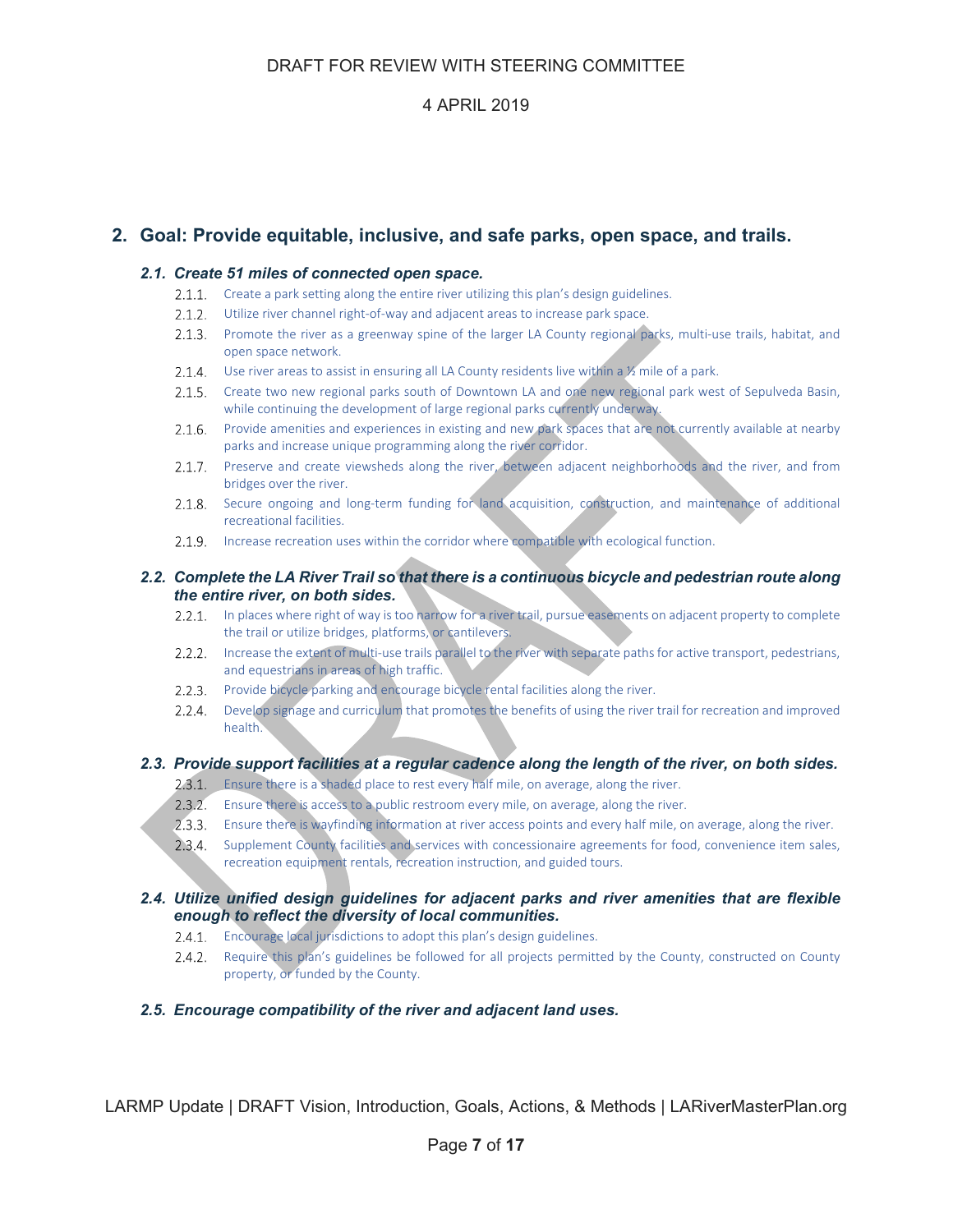## 2. Goal: Provide equitable, inclusive, and safe parks, open space, and trails.

### *2.1. Create 51 miles of connected open space.*

- 2.1.1. Create a park setting along the entire river utilizing this plan's design guidelines.
- 2.1.2. Utilize river channel right-of-way and adjacent areas to increase park space.
- 2.1.3. Promote the river as a greenway spine of the larger LA County regional parks, multi-use trails, habitat, and open space network.
- 2.1.4. Use river areas to assist in ensuring all LA County residents live within a ½ mile of a park.
- 2.1.5. Create two new regional parks south of Downtown LA and one new regional park west of Sepulveda Basin, while continuing the development of large regional parks currently underway.
- 2.1.6. Provide amenities and experiences in existing and new park spaces that are not currently available at nearby parks and increase unique programming along the river corridor.
- 2.1.7. Preserve and create viewsheds along the river, between adjacent neighborhoods and the river, and from bridges over the river.
- 2.1.8. Secure ongoing and long-term funding for land acquisition, construction, and maintenance of additional recreational facilities.
- 2.1.9. Increase recreation uses within the corridor where compatible with ecological function.

### *2.2. Complete the LA River Trail so that there is a continuous bicycle and pedestrian route along the entire river, on both sides.*

- 2.2.1. In places where right of way is too narrow for a river trail, pursue easements on adjacent property to complete the trail or utilize bridges, platforms, or cantilevers.
- 2.2.2. Increase the extent of multi-use trails parallel to the river with separate paths for active transport, pedestrians, and equestrians in areas of high traffic.
- 2.2.3. Provide bicycle parking and encourage bicycle rental facilities along the river.
- 2.2.4. Develop signage and curriculum that promotes the benefits of using the river trail for recreation and improved health.

### *2.3. Provide support facilities at a regular cadence along the length of the river, on both sides.*

- 2.3.1. Ensure there is a shaded place to rest every half mile, on average, along the river.
- 2.3.2. Ensure there is access to a public restroom every mile, on average, along the river.
- 2.3.3. Ensure there is wayfinding information at river access points and every half mile, on average, along the river.
- 2.3.4. Supplement County facilities and services with concessionaire agreements for food, convenience item sales, recreation equipment rentals, recreation instruction, and guided tours.

### *2.4. Utilize unified design guidelines for adjacent parks and river amenities that are flexible enough to reflect the diversity of local communities.*

- 2.4.1. Encourage local jurisdictions to adopt this plan's design guidelines.
- 2.4.2. Require this plan's guidelines be followed for all projects permitted by the County, constructed on County property, or funded by the County.

### *2.5. Encourage compatibility of the river and adjacent land uses.*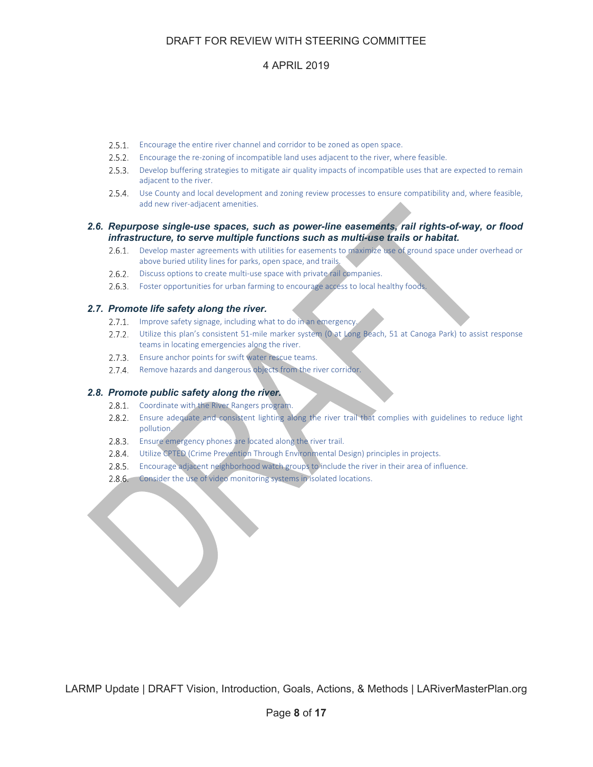- 2.5.1. Encourage the entire river channel and corridor to be zoned as open space.
- 2.5.2. Encourage the re-zoning of incompatible land uses adjacent to the river, where feasible.
- 2.5.3. Develop buffering strategies to mitigate air quality impacts of incompatible uses that are expected to remain adjacent to the river.
- 2.5.4. Use County and local development and zoning review processes to ensure compatibility and, where feasible, add new river-adjacent amenities.

### *2.6. Repurpose single-use spaces, such as power-line easements, rail rights-of-way, or flood infrastructure, to serve multiple functions such as multi-use trails or habitat.*

- 2.6.1. Develop master agreements with utilities for easements to maximize use of ground space under overhead or above buried utility lines for parks, open space, and trails.
- 2.6.2. Discuss options to create multi-use space with private rail companies.
- 2.6.3. Foster opportunities for urban farming to encourage access to local healthy foods.

### *2.7. Promote life safety along the river.*

- 2.7.1. Improve safety signage, including what to do in an emergency.
- 2.7.2. Utilize this plan's consistent 51-mile marker system (0 at Long Beach, 51 at Canoga Park) to assist response teams in locating emergencies along the river.
- 2.7.3. Ensure anchor points for swift water rescue teams.
- 2.7.4. Remove hazards and dangerous objects from the river corridor.

### *2.8. Promote public safety along the river.*

- 2.8.1. Coordinate with the River Rangers program.
- 2.8.2. Ensure adequate and consistent lighting along the river trail that complies with guidelines to reduce light pollution.
- 2.8.3. Ensure emergency phones are located along the river trail.
- 2.8.4. Utilize CPTED (Crime Prevention Through Environmental Design) principles in projects.
- 2.8.5. Encourage adjacent neighborhood watch groups to include the river in their area of influence.
- 2.8.6. Consider the use of video monitoring systems in isolated locations.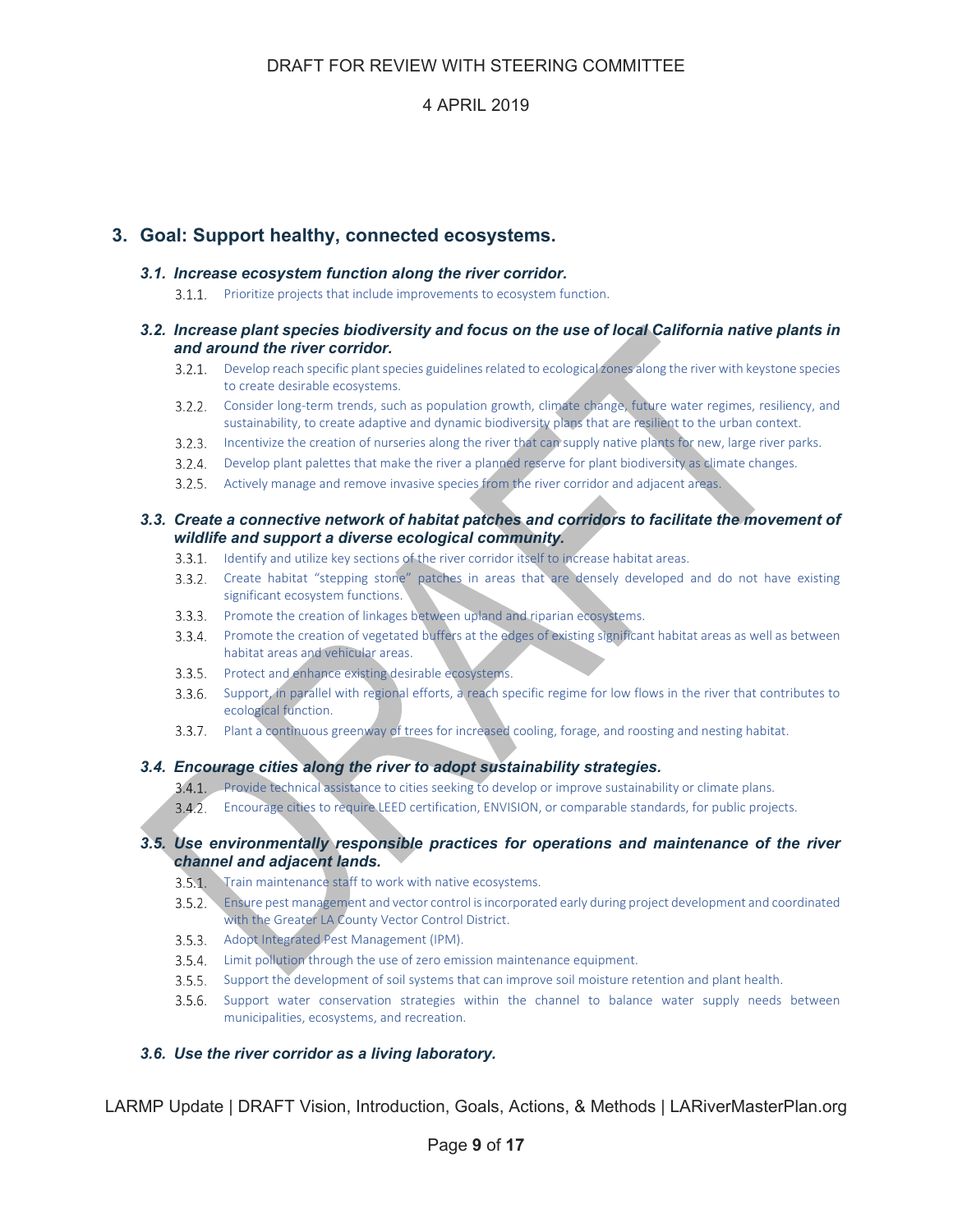## 3. Goal: Support healthy, connected ecosystems.

### *3.1. Increase ecosystem function along the river corridor.*

3.1.1. Prioritize projects that include improvements to ecosystem function.

### *3.2. Increase plant species biodiversity and focus on the use of local California native plants in and around the river corridor.*

3.2.1. Develop reach specific plant species guidelines related to ecological zones along the river with keystone species to create desirable ecosystems.

3.2.2. Consider long-term trends, such as population growth, climate change, future water regimes, resiliency, and sustainability, to create adaptive and dynamic biodiversity plans that are resilient to the urban context.

3.2.3. Incentivize the creation of nurseries along the river that can supply native plants for new, large river parks.

3.2.4. Develop plant palettes that make the river a planned reserve for plant biodiversity as climate changes.

3.2.5. Actively manage and remove invasive species from the river corridor and adjacent areas.

### *3.3. Create a connective network of habitat patches and corridors to facilitate the movement of wildlife and support a diverse ecological community.*

3.3.1. Identify and utilize key sections of the river corridor itself to increase habitat areas.

3.3.2. Create habitat "stepping stone" patches in areas that are densely developed and do not have existing significant ecosystem functions.

3.3.3. Promote the creation of linkages between upland and riparian ecosystems.

3.3.4. Promote the creation of vegetated buffers at the edges of existing significant habitat areas as well as between habitat areas and vehicular areas.

3.3.5. Protect and enhance existing desirable ecosystems.

3.3.6. Support, in parallel with regional efforts, a reach specific regime for low flows in the river that contributes to ecological function.

3.3.7. Plant a continuous greenway of trees for increased cooling, forage, and roosting and nesting habitat.

### *3.4. Encourage cities along the river to adopt sustainability strategies.*

3.4.1. Provide technical assistance to cities seeking to develop or improve sustainability or climate plans.

3.4.2. Encourage cities to require LEED certification, ENVISION, or comparable standards, for public projects.

### *3.5. Use environmentally responsible practices for operations and maintenance of the river channel and adjacent lands.*

3.5.1. Train maintenance staff to work with native ecosystems.

3.5.2. Ensure pest management and vector control is incorporated early during project development and coordinated with the Greater LA County Vector Control District.

3.5.3. Adopt Integrated Pest Management (IPM).

3.5.4. Limit pollution through the use of zero emission maintenance equipment.

3.5.5. Support the development of soil systems that can improve soil moisture retention and plant health.

3.5.6. Support water conservation strategies within the channel to balance water supply needs between municipalities, ecosystems, and recreation.

### *3.6. Use the river corridor as a living laboratory.*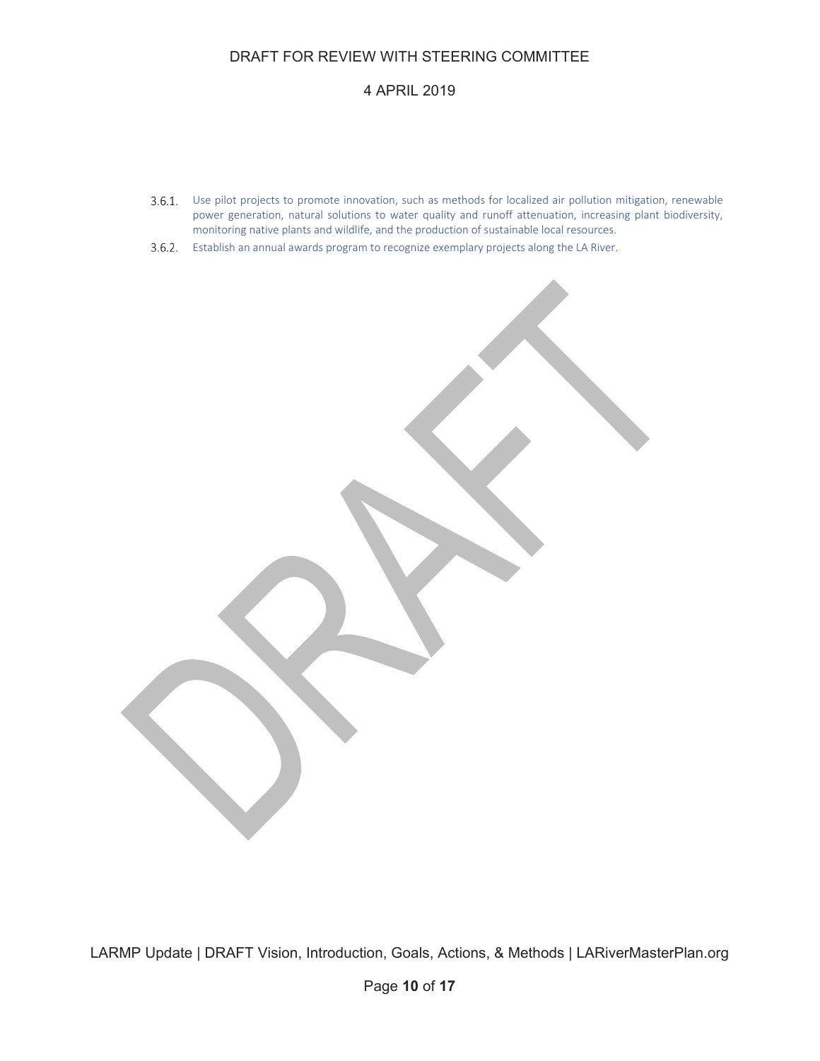3.6.1. Use pilot projects to promote innovation, such as methods for localized air pollution mitigation, renewable power generation, natural solutions to water quality and runoff attenuation, increasing plant biodiversity, monitoring native plants and wildlife, and the production of sustainable local resources.

3.6.2. Establish an annual awards program to recognize exemplary projects along the LA River.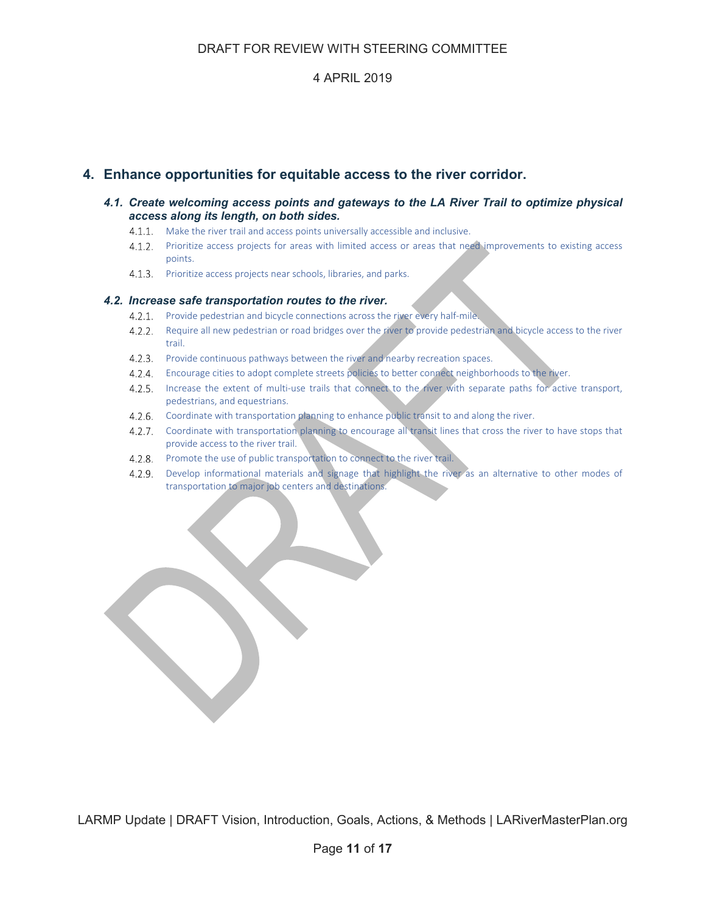## 4. Enhance opportunities for equitable access to the river corridor.

### *4.1. Create welcoming access points and gateways to the LA River Trail to optimize physical access along its length, on both sides.*

- 4.1.1. Make the river trail and access points universally accessible and inclusive.
- 4.1.2. Prioritize access projects for areas with limited access or areas that need improvements to existing access points.
- 4.1.3. Prioritize access projects near schools, libraries, and parks.

### *4.2. Increase safe transportation routes to the river.*

- 4.2.1. Provide pedestrian and bicycle connections across the river every half-mile.
- 4.2.2. Require all new pedestrian or road bridges over the river to provide pedestrian and bicycle access to the river trail.
- 4.2.3. Provide continuous pathways between the river and nearby recreation spaces.
- 4.2.4. Encourage cities to adopt complete streets policies to better connect neighborhoods to the river.
- 4.2.5. Increase the extent of multi-use trails that connect to the river with separate paths for active transport, pedestrians, and equestrians.
- 4.2.6. Coordinate with transportation planning to enhance public transit to and along the river.
- 4.2.7. Coordinate with transportation planning to encourage all transit lines that cross the river to have stops that provide access to the river trail.
- 4.2.8. Promote the use of public transportation to connect to the river trail.
- 4.2.9. Develop informational materials and signage that highlight the river as an alternative to other modes of transportation to major job centers and destinations.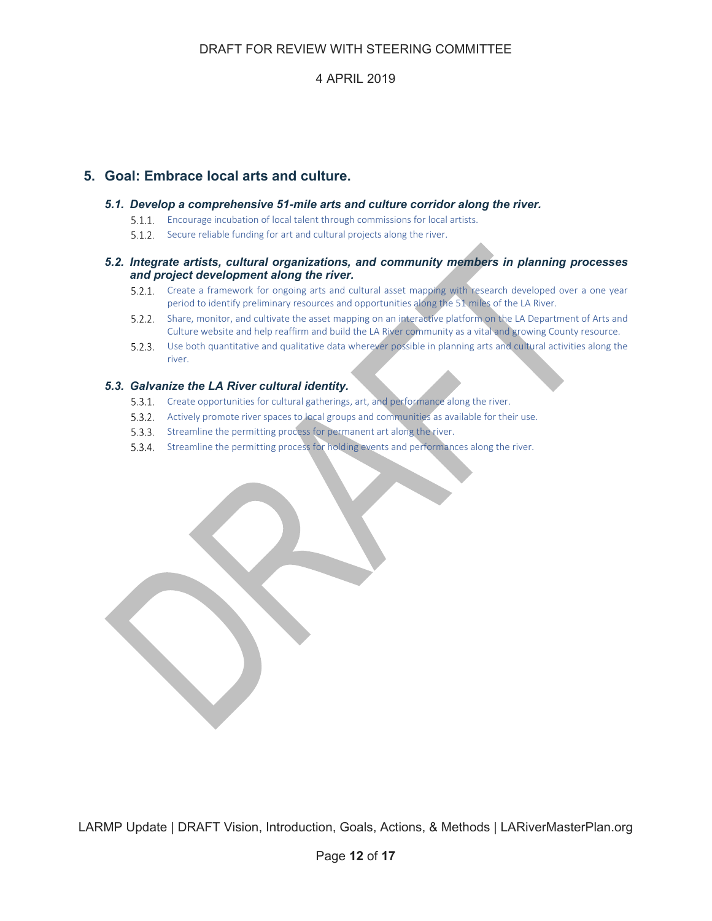## 5. Goal: Embrace local arts and culture.

### *5.1. Develop a comprehensive 51-mile arts and culture corridor along the river.*

5.1.1. Encourage incubation of local talent through commissions for local artists.

5.1.2. Secure reliable funding for art and cultural projects along the river.

### *5.2. Integrate artists, cultural organizations, and community members in planning processes and project development along the river.*

5.2.1. Create a framework for ongoing arts and cultural asset mapping with research developed over a one year period to identify preliminary resources and opportunities along the 51 miles of the LA River.

5.2.2. Share, monitor, and cultivate the asset mapping on an interactive platform on the LA Department of Arts and Culture website and help reaffirm and build the LA River community as a vital and growing County resource.

5.2.3. Use both quantitative and qualitative data wherever possible in planning arts and cultural activities along the river.

### *5.3. Galvanize the LA River cultural identity.*

5.3.1. Create opportunities for cultural gatherings, art, and performance along the river.

5.3.2. Actively promote river spaces to local groups and communities as available for their use.

5.3.3. Streamline the permitting process for permanent art along the river.

5.3.4. Streamline the permitting process for holding events and performances along the river.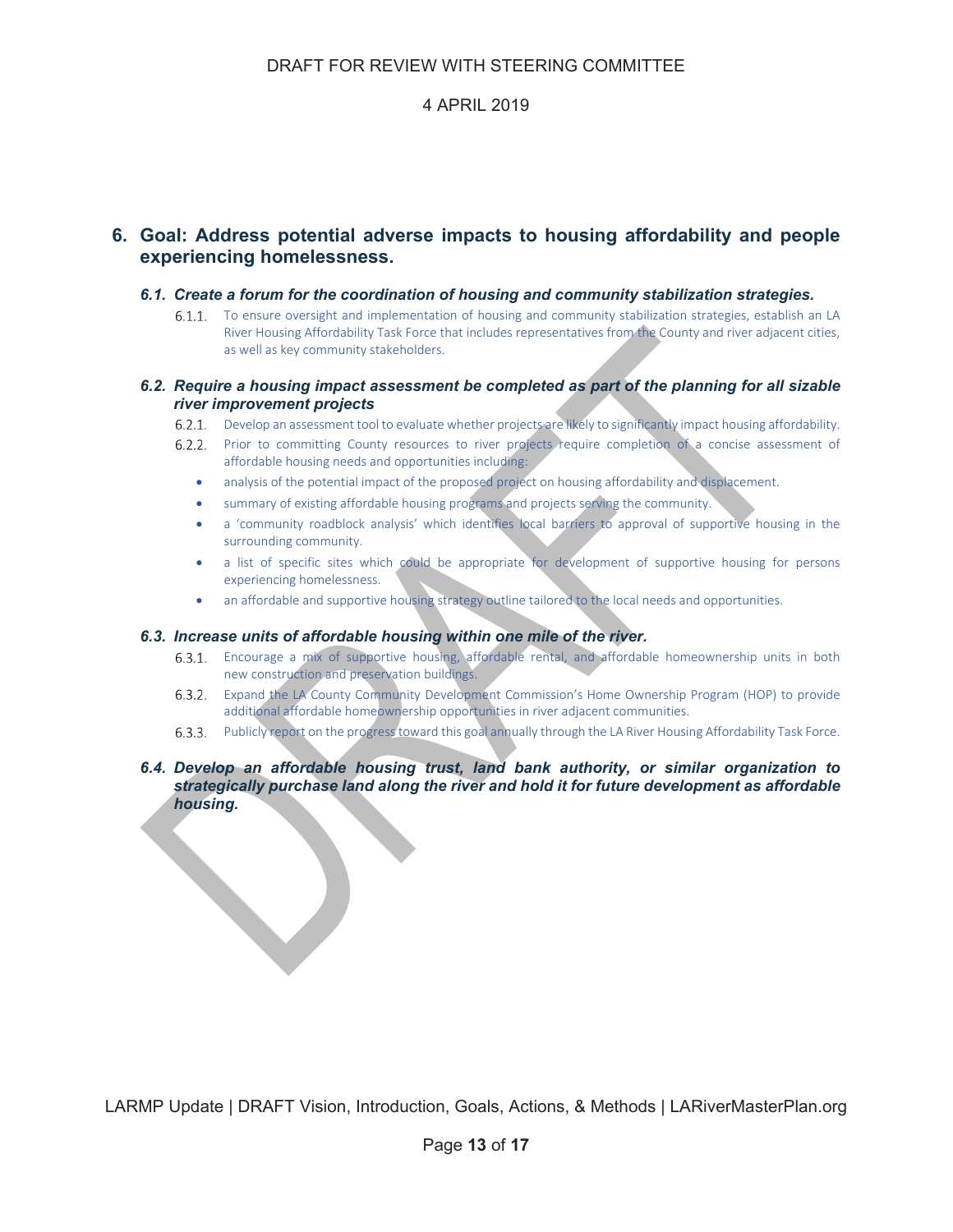## 6. Goal: Address potential adverse impacts to housing affordability and people experiencing homelessness.

### *6.1. Create a forum for the coordination of housing and community stabilization strategies.*

6.1.1. To ensure oversight and implementation of housing and community stabilization strategies, establish an LA River Housing Affordability Task Force that includes representatives from the County and river adjacent cities, as well as key community stakeholders.

### *6.2. Require a housing impact assessment be completed as part of the planning for all sizable river improvement projects*

6.2.1. Develop an assessment tool to evaluate whether projects are likely to significantly impact housing affordability.

6.2.2. Prior to committing County resources to river projects require completion of a concise assessment of affordable housing needs and opportunities including:

- analysis of the potential impact of the proposed project on housing affordability and displacement.
- summary of existing affordable housing programs and projects serving the community.
- a 'community roadblock analysis' which identifies local barriers to approval of supportive housing in the surrounding community.
- a list of specific sites which could be appropriate for development of supportive housing for persons experiencing homelessness.
- an affordable and supportive housing strategy outline tailored to the local needs and opportunities.

### *6.3. Increase units of affordable housing within one mile of the river.*

6.3.1. Encourage a mix of supportive housing, affordable rental, and affordable homeownership units in both new construction and preservation buildings.

6.3.2. Expand the LA County Community Development Commission's Home Ownership Program (HOP) to provide additional affordable homeownership opportunities in river adjacent communities.

6.3.3. Publicly report on the progress toward this goal annually through the LA River Housing Affordability Task Force.

### *6.4. Develop an affordable housing trust, land bank authority, or similar organization to strategically purchase land along the river and hold it for future development as affordable housing.*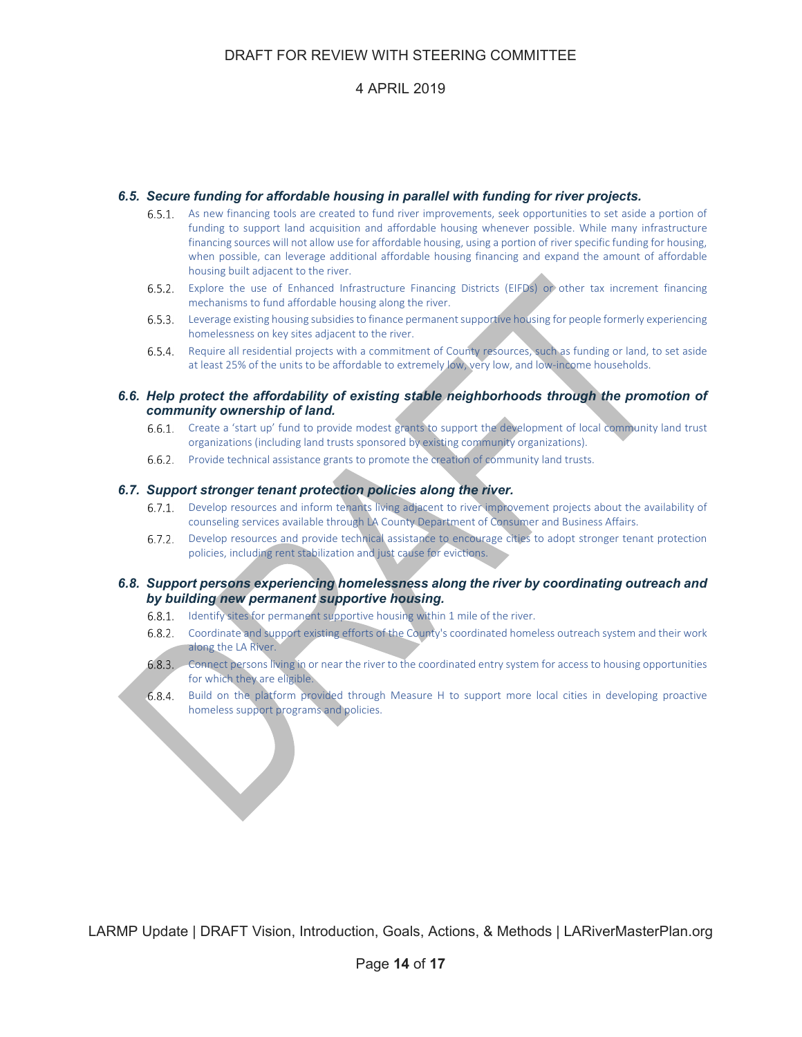### 6.5. Secure funding for affordable housing in parallel with funding for river projects.

- 6.5.1. As new financing tools are created to fund river improvements, seek opportunities to set aside a portion of funding to support land acquisition and affordable housing whenever possible. While many infrastructure financing sources will not allow use for affordable housing, using a portion of river specific funding for housing, when possible, can leverage additional affordable housing financing and expand the amount of affordable housing built adjacent to the river.
- 6.5.2. Explore the use of Enhanced Infrastructure Financing Districts (EIFDs) or other tax increment financing mechanisms to fund affordable housing along the river.
- 6.5.3. Leverage existing housing subsidies to finance permanent supportive housing for people formerly experiencing homelessness on key sites adjacent to the river.
- 6.5.4. Require all residential projects with a commitment of County resources, such as funding or land, to set aside at least 25% of the units to be affordable to extremely low, very low, and low-income households.

### 6.6. Help protect the affordability of existing stable neighborhoods through the promotion of community ownership of land.

- 6.6.1. Create a 'start up' fund to provide modest grants to support the development of local community land trust organizations (including land trusts sponsored by existing community organizations).
- 6.6.2. Provide technical assistance grants to promote the creation of community land trusts.

### 6.7. Support stronger tenant protection policies along the river.

- 6.7.1. Develop resources and inform tenants living adjacent to river improvement projects about the availability of counseling services available through LA County Department of Consumer and Business Affairs.
- 6.7.2. Develop resources and provide technical assistance to encourage cities to adopt stronger tenant protection policies, including rent stabilization and just cause for evictions.

### 6.8. Support persons experiencing homelessness along the river by coordinating outreach and by building new permanent supportive housing.

- 6.8.1. Identify sites for permanent supportive housing within 1 mile of the river.
- 6.8.2. Coordinate and support existing efforts of the County's coordinated homeless outreach system and their work along the LA River.
- 6.8.3. Connect persons living in or near the river to the coordinated entry system for access to housing opportunities for which they are eligible.
- 6.8.4. Build on the platform provided through Measure H to support more local cities in developing proactive homeless support programs and policies.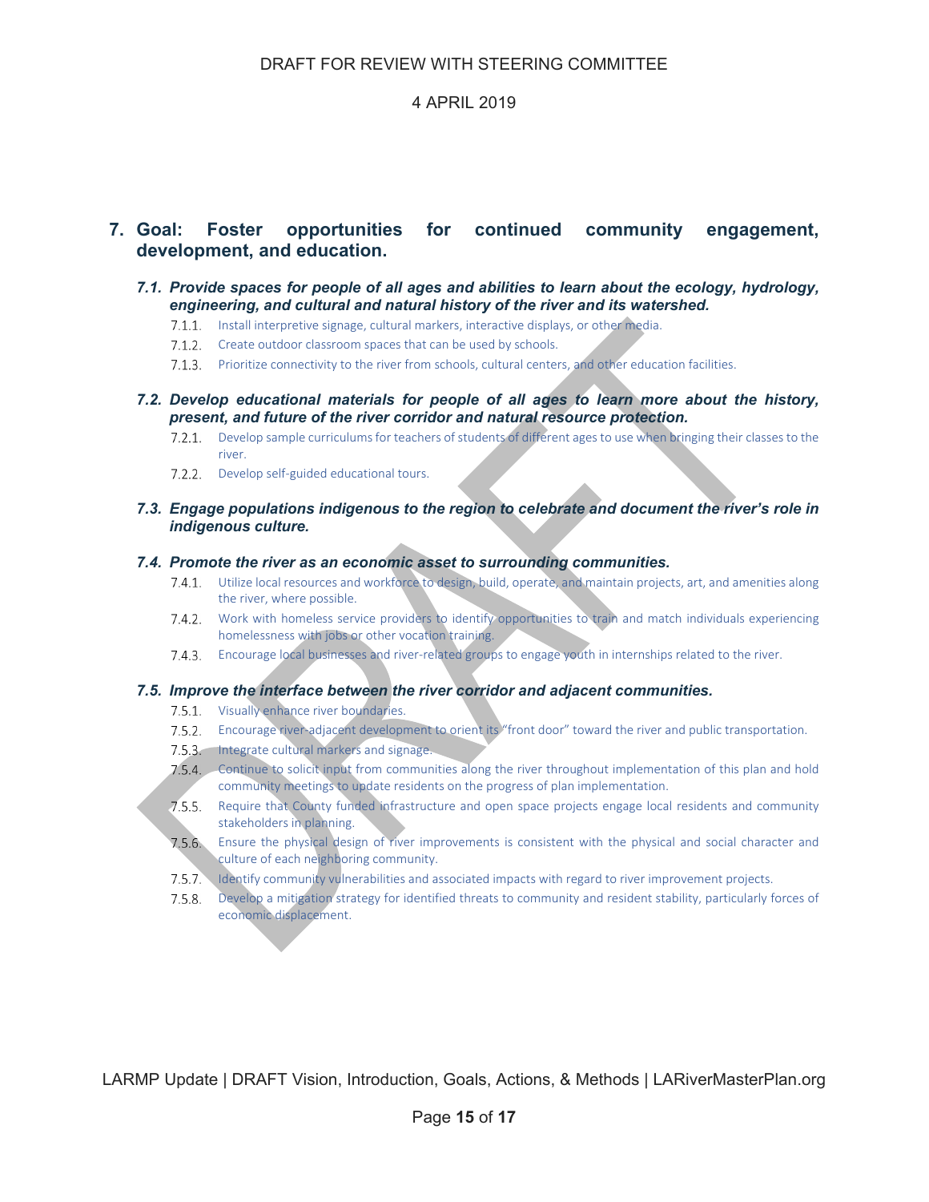## 7. Goal: Foster opportunities for continued community engagement, development, and education.

### *7.1. Provide spaces for people of all ages and abilities to learn about the ecology, hydrology, engineering, and cultural and natural history of the river and its watershed.*

7.1.1. Install interpretive signage, cultural markers, interactive displays, or other media.

7.1.2. Create outdoor classroom spaces that can be used by schools.

7.1.3. Prioritize connectivity to the river from schools, cultural centers, and other education facilities.

### *7.2. Develop educational materials for people of all ages to learn more about the history, present, and future of the river corridor and natural resource protection.*

7.2.1. Develop sample curriculums for teachers of students of different ages to use when bringing their classes to the river.

7.2.2. Develop self-guided educational tours.

### *7.3. Engage populations indigenous to the region to celebrate and document the river's role in indigenous culture.*

### *7.4. Promote the river as an economic asset to surrounding communities.*

7.4.1. Utilize local resources and workforce to design, build, operate, and maintain projects, art, and amenities along the river, where possible.

7.4.2. Work with homeless service providers to identify opportunities to train and match individuals experiencing homelessness with jobs or other vocation training.

7.4.3. Encourage local businesses and river-related groups to engage youth in internships related to the river.

### *7.5. Improve the interface between the river corridor and adjacent communities.*

7.5.1. Visually enhance river boundaries.

7.5.2. Encourage river-adjacent development to orient its "front door" toward the river and public transportation.

7.5.3. Integrate cultural markers and signage.

7.5.4. Continue to solicit input from communities along the river throughout implementation of this plan and hold community meetings to update residents on the progress of plan implementation.

7.5.5. Require that County funded infrastructure and open space projects engage local residents and community stakeholders in planning.

7.5.6. Ensure the physical design of river improvements is consistent with the physical and social character and culture of each neighboring community.

7.5.7. Identify community vulnerabilities and associated impacts with regard to river improvement projects.

7.5.8. Develop a mitigation strategy for identified threats to community and resident stability, particularly forces of economic displacement.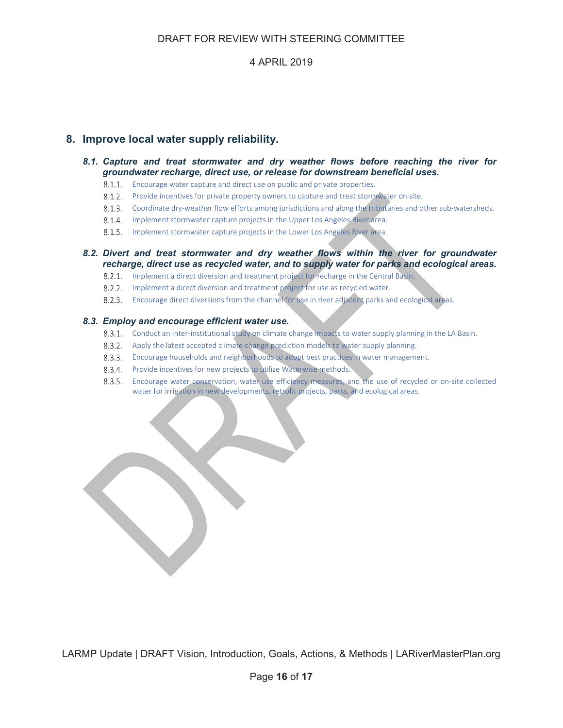## 8. Improve local water supply reliability.

### *8.1. Capture and treat stormwater and dry weather flows before reaching the river for groundwater recharge, direct use, or release for downstream beneficial uses.*

- 8.1.1. Encourage water capture and direct use on public and private properties.
- 8.1.2. Provide incentives for private property owners to capture and treat stormwater on site.
- 8.1.3. Coordinate dry-weather flow efforts among jurisdictions and along the tributaries and other sub-watersheds.
- 8.1.4. Implement stormwater capture projects in the Upper Los Angeles River area.
- 8.1.5. Implement stormwater capture projects in the Lower Los Angeles River area.

### *8.2. Divert and treat stormwater and dry weather flows within the river for groundwater recharge, direct use as recycled water, and to supply water for parks and ecological areas.*

- 8.2.1. Implement a direct diversion and treatment project for recharge in the Central Basin.
- 8.2.2. Implement a direct diversion and treatment project for use as recycled water.
- 8.2.3. Encourage direct diversions from the channel for use in river adjacent parks and ecological areas.

### *8.3. Employ and encourage efficient water use.*

- 8.3.1. Conduct an inter-institutional study on climate change impacts to water supply planning in the LA Basin.
- 8.3.2. Apply the latest accepted climate change prediction models to water supply planning.
- 8.3.3. Encourage households and neighborhoods to adopt best practices in water management.
- 8.3.4. Provide incentives for new projects to utilize Waterwise methods.
- 8.3.5. Encourage water conservation, water use efficiency measures, and the use of recycled or on-site collected water for irrigation in new developments, retrofit projects, parks, and ecological areas.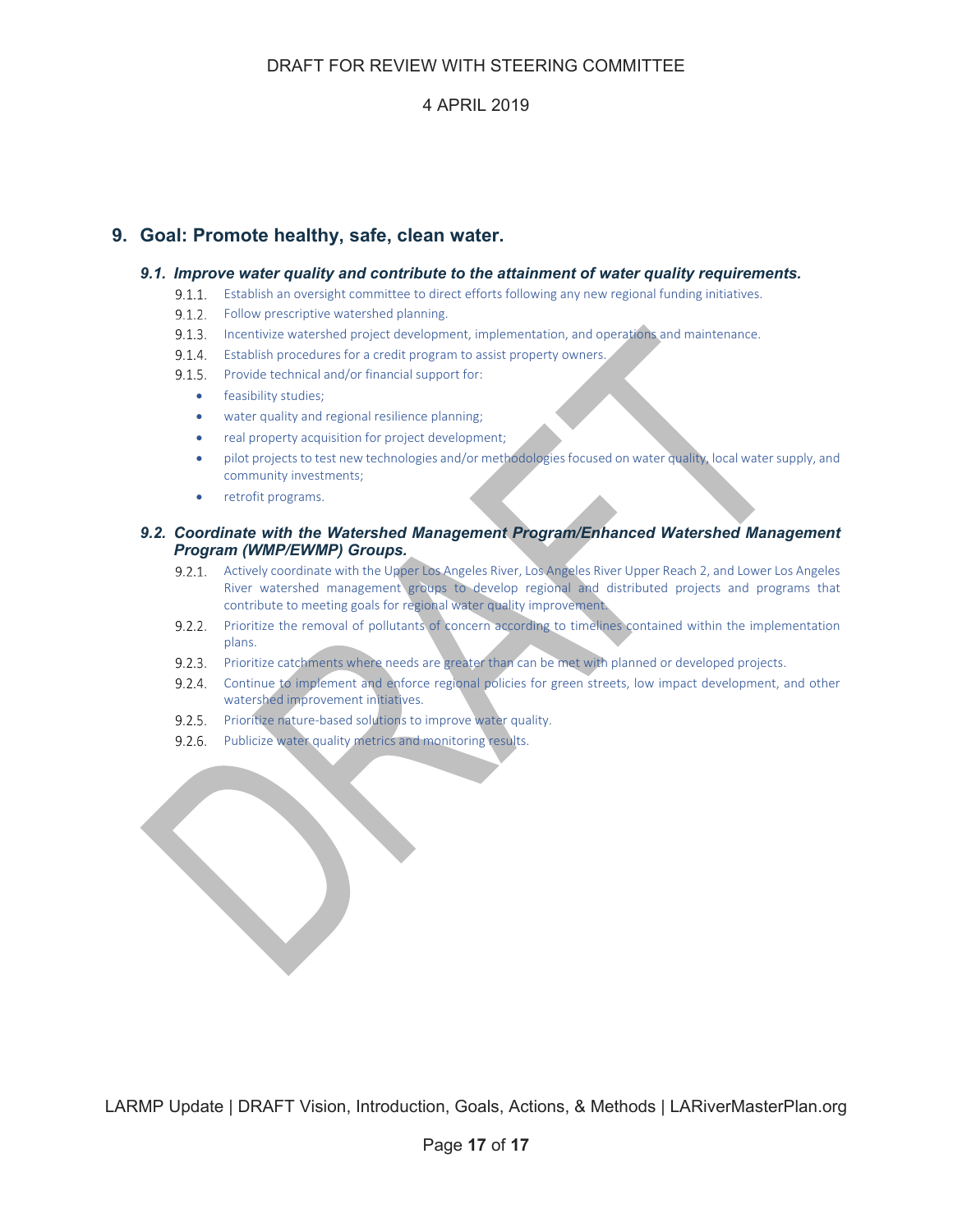## 9. Goal: Promote healthy, safe, clean water.

### *9.1. Improve water quality and contribute to the attainment of water quality requirements.*

9.1.1. Establish an oversight committee to direct efforts following any new regional funding initiatives.

9.1.2. Follow prescriptive watershed planning.

9.1.3. Incentivize watershed project development, implementation, and operations and maintenance.

9.1.4. Establish procedures for a credit program to assist property owners.

9.1.5. Provide technical and/or financial support for:

- feasibility studies;
- water quality and regional resilience planning;
- real property acquisition for project development;
- pilot projects to test new technologies and/or methodologies focused on water quality, local water supply, and community investments;
- retrofit programs.

### *9.2. Coordinate with the Watershed Management Program/Enhanced Watershed Management Program (WMP/EWMP) Groups.*

9.2.1. Actively coordinate with the Upper Los Angeles River, Los Angeles River Upper Reach 2, and Lower Los Angeles River watershed management groups to develop regional and distributed projects and programs that contribute to meeting goals for regional water quality improvement.

9.2.2. Prioritize the removal of pollutants of concern according to timelines contained within the implementation plans.

9.2.3. Prioritize catchments where needs are greater than can be met with planned or developed projects.

9.2.4. Continue to implement and enforce regional policies for green streets, low impact development, and other watershed improvement initiatives.

9.2.5. Prioritize nature-based solutions to improve water quality.

9.2.6. Publicize water quality metrics and monitoring results.